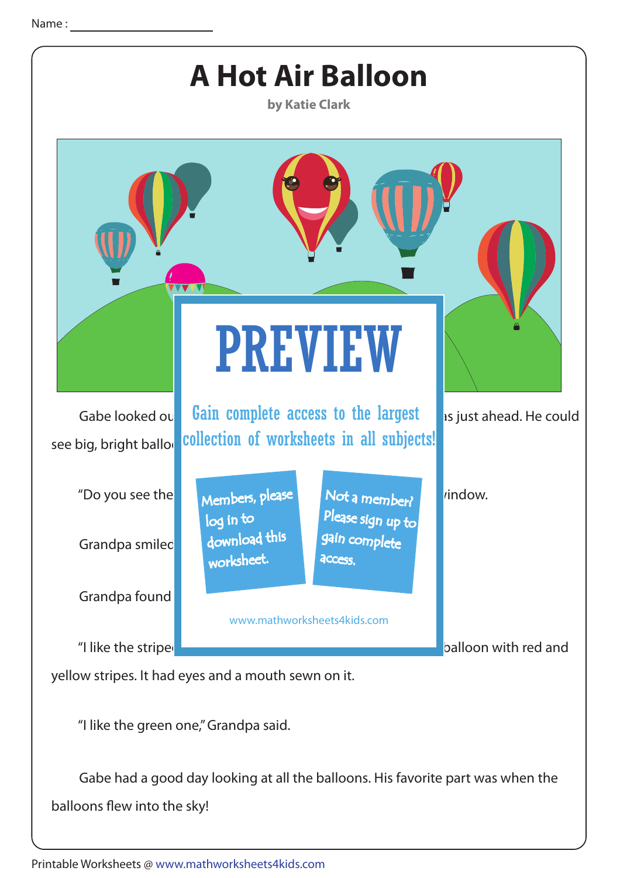Name :

# A Hot Air Balloon

**by Katie Clark**

Gabe looked ou ... as just ahead. He could see big, bright ballo...

"Do you see the ... window.

Grandpa smiled...

Grandpa found...

"I like the stripe... balloon with red and yellow stripes. It had eyes and a mouth sewn on it.

"I like the green one," Grandpa said.

Gabe had a good day looking at all the balloons. His favorite part was when the balloons flew into the sky!

PREVIEW

Gain complete access to the largest collection of worksheets in all subjects!

Members, please log in to download this worksheet.

Not a member? Please sign up to gain complete access.

www.mathworksheets4kids.com

Printable Worksheets @ www.mathworksheets4kids.com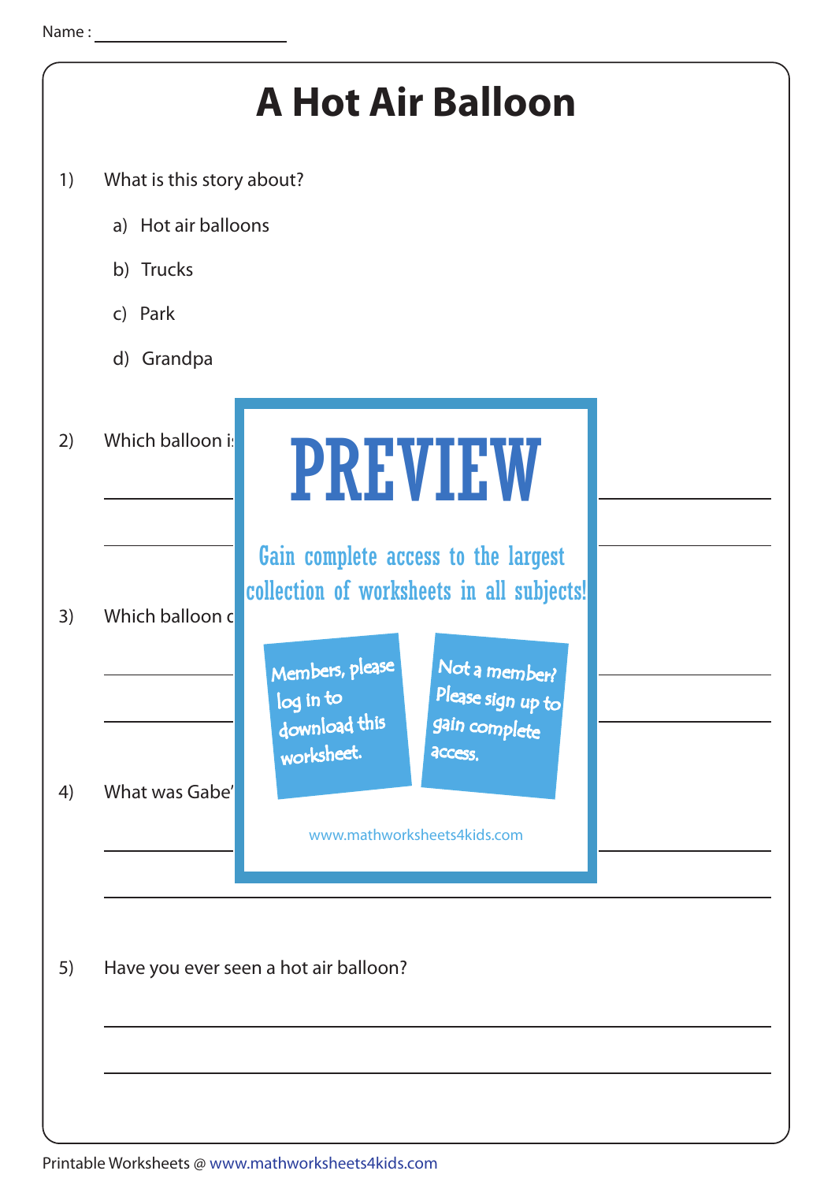Name : ____________________

# A Hot Air Balloon

1) What is this story about?

   a) Hot air balloons

   b) Trucks

   c) Park

   d) Grandpa

2) Which balloon i

3) Which balloon c

4) What was Gabe'

PREVIEW

Gain complete access to the largest collection of worksheets in all subjects!

Members, please log in to download this worksheet.

Not a member? Please sign up to gain complete access.

www.mathworksheets4kids.com

5) Have you ever seen a hot air balloon?

Printable Worksheets @ www.mathworksheets4kids.com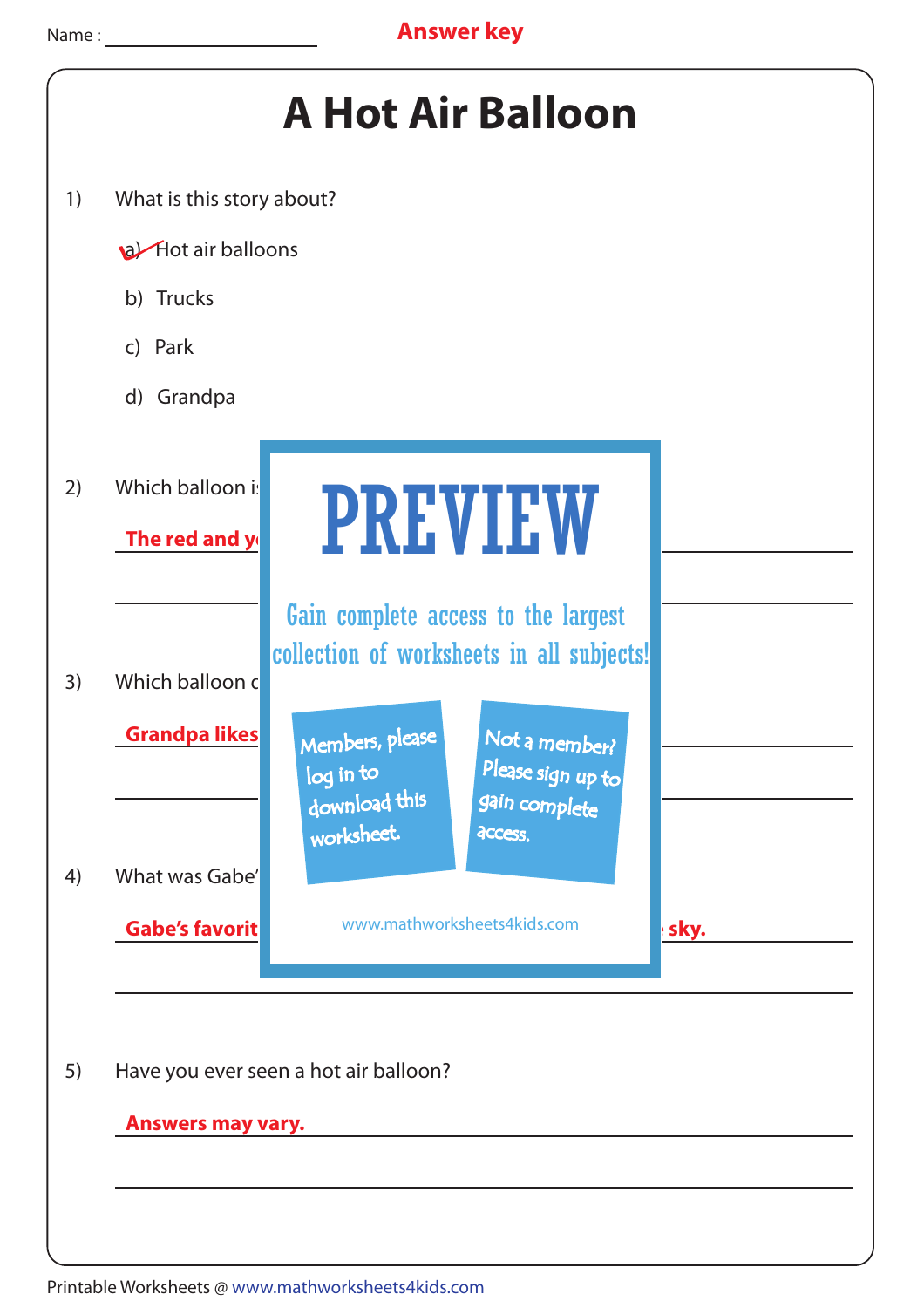Name : ____________________ **Answer key**

# A Hot Air Balloon

1) What is this story about?

   a) Hot air balloons ✓

   b) Trucks

   c) Park

   d) Grandpa

2) Which balloon i

   **The red and y**

3) Which balloon c

   **Grandpa likes**

4) What was Gabe'

   **Gabe's favorit** **sky.**

# PREVIEW

Gain complete access to the largest collection of worksheets in all subjects!

Members, please log in to download this worksheet.

Not a member? Please sign up to gain complete access.

www.mathworksheets4kids.com

5) Have you ever seen a hot air balloon?

   **Answers may vary.**

Printable Worksheets @ www.mathworksheets4kids.com